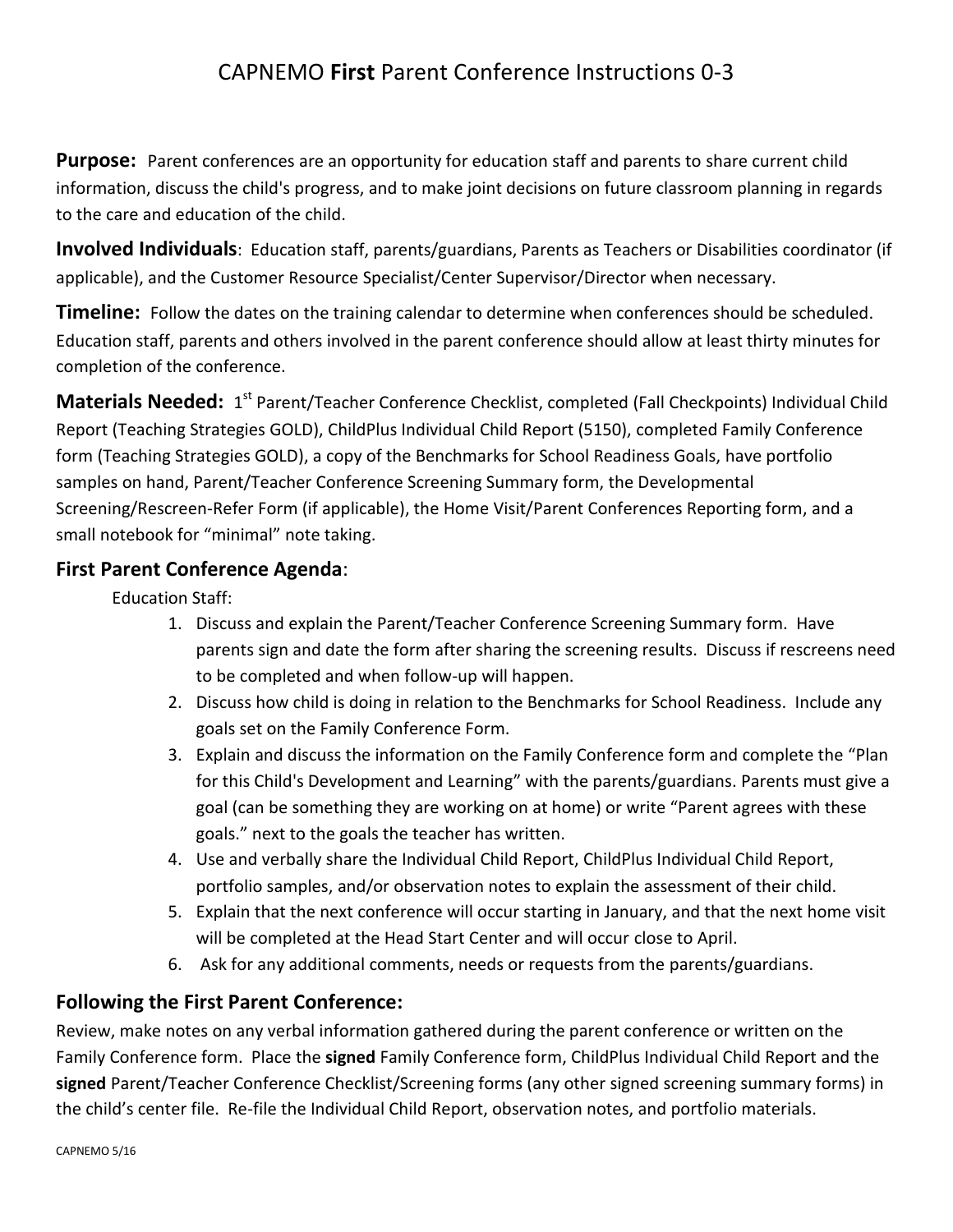# CAPNEMO **First** Parent Conference Instructions 0-3

**Purpose:** Parent conferences are an opportunity for education staff and parents to share current child information, discuss the child's progress, and to make joint decisions on future classroom planning in regards to the care and education of the child.

**Involved Individuals**: Education staff, parents/guardians, Parents as Teachers or Disabilities coordinator (if applicable), and the Customer Resource Specialist/Center Supervisor/Director when necessary.

**Timeline:** Follow the dates on the training calendar to determine when conferences should be scheduled. Education staff, parents and others involved in the parent conference should allow at least thirty minutes for completion of the conference.

**Materials Needed:** 1st Parent/Teacher Conference Checklist, completed (Fall Checkpoints) Individual Child Report (Teaching Strategies GOLD), ChildPlus Individual Child Report (5150), completed Family Conference form (Teaching Strategies GOLD), a copy of the Benchmarks for School Readiness Goals, have portfolio samples on hand, Parent/Teacher Conference Screening Summary form, the Developmental Screening/Rescreen-Refer Form (if applicable), the Home Visit/Parent Conferences Reporting form, and a small notebook for "minimal" note taking.

## First Parent Conference Agenda:

Education Staff:

1. Discuss and explain the Parent/Teacher Conference Screening Summary form. Have parents sign and date the form after sharing the screening results. Discuss if rescreens need to be completed and when follow-up will happen.
2. Discuss how child is doing in relation to the Benchmarks for School Readiness. Include any goals set on the Family Conference Form.
3. Explain and discuss the information on the Family Conference form and complete the "Plan for this Child's Development and Learning" with the parents/guardians. Parents must give a goal (can be something they are working on at home) or write "Parent agrees with these goals." next to the goals the teacher has written.
4. Use and verbally share the Individual Child Report, ChildPlus Individual Child Report, portfolio samples, and/or observation notes to explain the assessment of their child.
5. Explain that the next conference will occur starting in January, and that the next home visit will be completed at the Head Start Center and will occur close to April.
6. Ask for any additional comments, needs or requests from the parents/guardians.

## Following the First Parent Conference:

Review, make notes on any verbal information gathered during the parent conference or written on the Family Conference form. Place the **signed** Family Conference form, ChildPlus Individual Child Report and the **signed** Parent/Teacher Conference Checklist/Screening forms (any other signed screening summary forms) in the child's center file. Re-file the Individual Child Report, observation notes, and portfolio materials.

CAPNEMO 5/16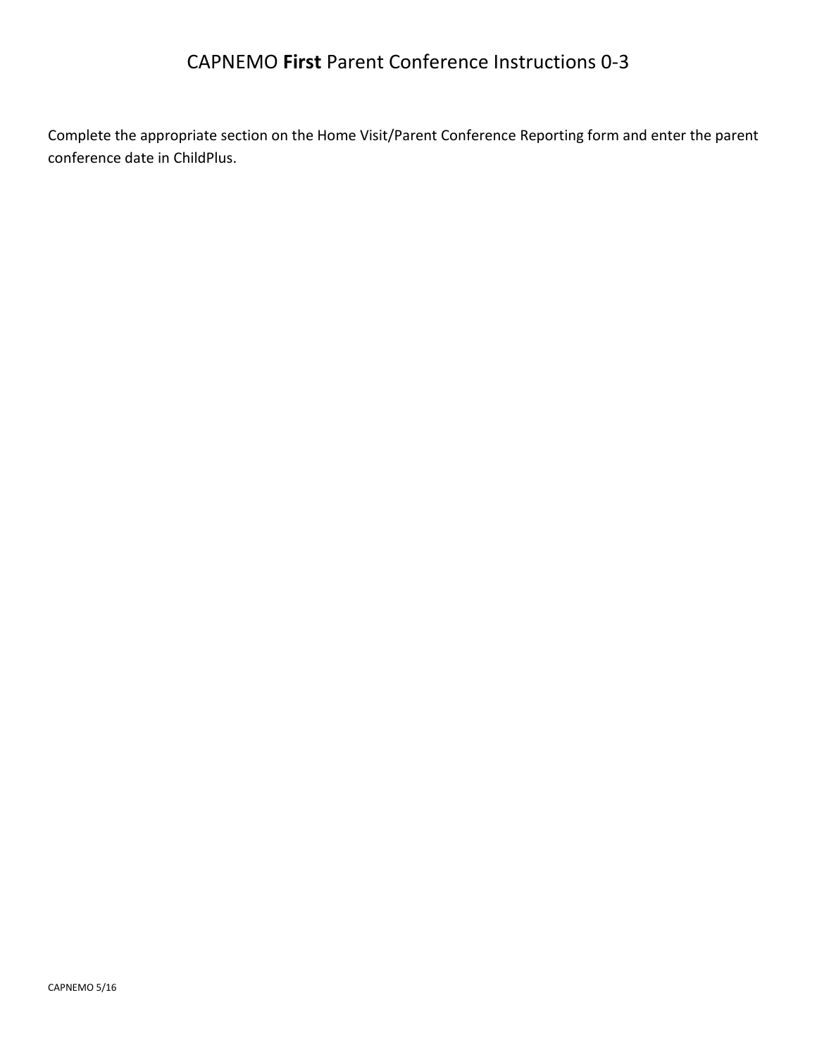# CAPNEMO **First** Parent Conference Instructions 0-3

Complete the appropriate section on the Home Visit/Parent Conference Reporting form and enter the parent conference date in ChildPlus.

CAPNEMO 5/16